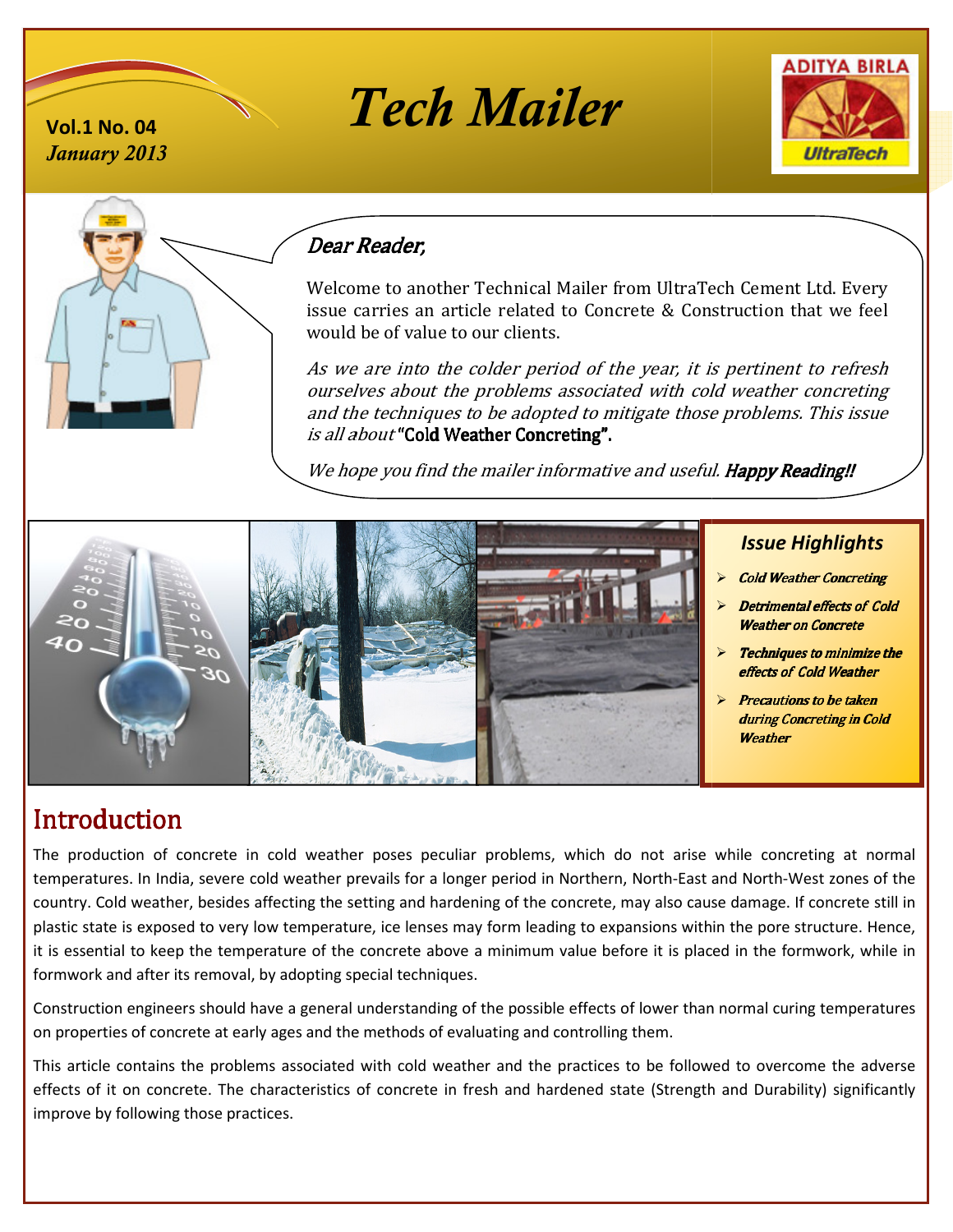Vol.1 No. 04
*January 2013*

# *Tech Mailer*

*Dear Reader,*

Welcome to another Technical Mailer from UltraTech Cement Ltd. Every issue carries an article related to Concrete & Construction that we feel would be of value to our clients.

*As we are into the colder period of the year, it is pertinent to refresh ourselves about the problems associated with cold weather concreting and the techniques to be adopted to mitigate those problems. This issue is all about* **"Cold Weather Concreting".**

*We hope you find the mailer informative and useful.* ***Happy Reading!!***

### *Issue Highlights*

- ***Cold Weather Concreting***
- ***Detrimental effects of Cold Weather on Concrete***
- ***Techniques to minimize the effects of Cold Weather***
- ***Precautions to be taken during Concreting in Cold Weather***

## Introduction

The production of concrete in cold weather poses peculiar problems, which do not arise while concreting at normal temperatures. In India, severe cold weather prevails for a longer period in Northern, North-East and North-West zones of the country. Cold weather, besides affecting the setting and hardening of the concrete, may also cause damage. If concrete still in plastic state is exposed to very low temperature, ice lenses may form leading to expansions within the pore structure. Hence, it is essential to keep the temperature of the concrete above a minimum value before it is placed in the formwork, while in formwork and after its removal, by adopting special techniques.

Construction engineers should have a general understanding of the possible effects of lower than normal curing temperatures on properties of concrete at early ages and the methods of evaluating and controlling them.

This article contains the problems associated with cold weather and the practices to be followed to overcome the adverse effects of it on concrete. The characteristics of concrete in fresh and hardened state (Strength and Durability) significantly improve by following those practices.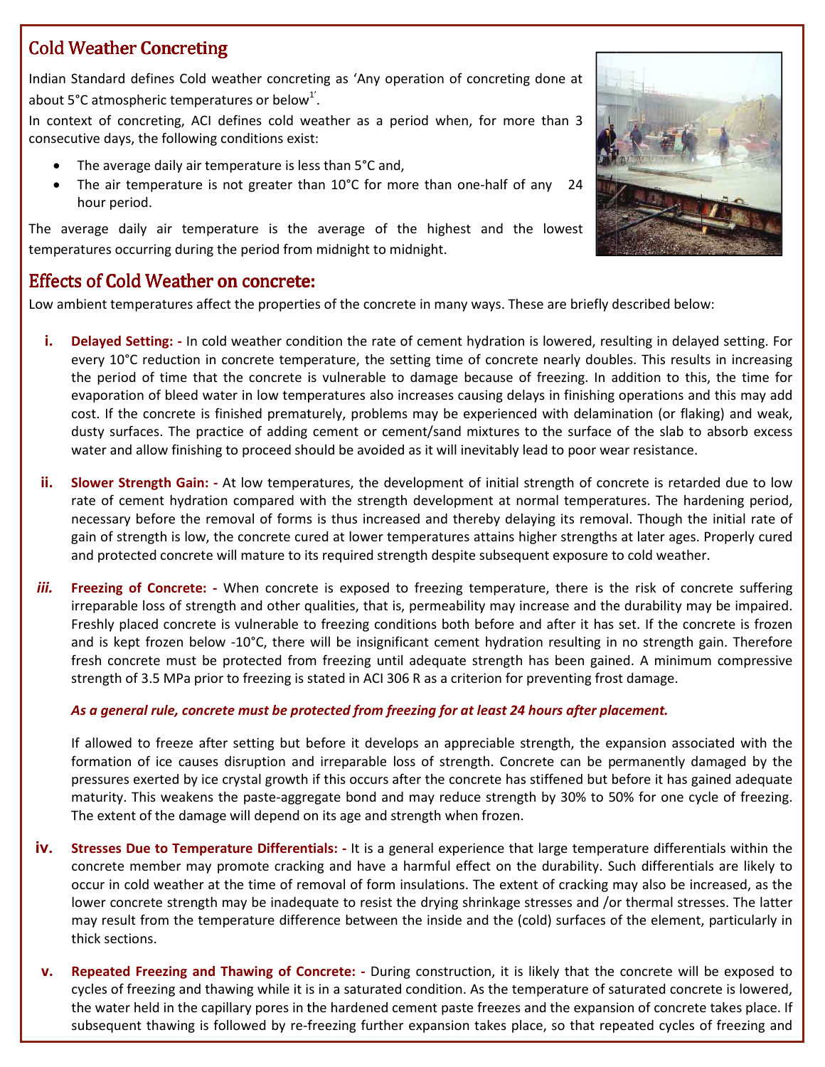## Cold Weather Concreting

Indian Standard defines Cold weather concreting as 'Any operation of concreting done at about 5°C atmospheric temperatures or below[1]'.

In context of concreting, ACI defines cold weather as a period when, for more than 3 consecutive days, the following conditions exist:

- The average daily air temperature is less than 5°C and,
- The air temperature is not greater than 10°C for more than one-half of any 24 hour period.

The average daily air temperature is the average of the highest and the lowest temperatures occurring during the period from midnight to midnight.

## Effects of Cold Weather on concrete:

Low ambient temperatures affect the properties of the concrete in many ways. These are briefly described below:

i. **Delayed Setting: -** In cold weather condition the rate of cement hydration is lowered, resulting in delayed setting. For every 10°C reduction in concrete temperature, the setting time of concrete nearly doubles. This results in increasing the period of time that the concrete is vulnerable to damage because of freezing. In addition to this, the time for evaporation of bleed water in low temperatures also increases causing delays in finishing operations and this may add cost. If the concrete is finished prematurely, problems may be experienced with delamination (or flaking) and weak, dusty surfaces. The practice of adding cement or cement/sand mixtures to the surface of the slab to absorb excess water and allow finishing to proceed should be avoided as it will inevitably lead to poor wear resistance.

ii. **Slower Strength Gain: -** At low temperatures, the development of initial strength of concrete is retarded due to low rate of cement hydration compared with the strength development at normal temperatures. The hardening period, necessary before the removal of forms is thus increased and thereby delaying its removal. Though the initial rate of gain of strength is low, the concrete cured at lower temperatures attains higher strengths at later ages. Properly cured and protected concrete will mature to its required strength despite subsequent exposure to cold weather.

iii. **Freezing of Concrete: -** When concrete is exposed to freezing temperature, there is the risk of concrete suffering irreparable loss of strength and other qualities, that is, permeability may increase and the durability may be impaired. Freshly placed concrete is vulnerable to freezing conditions both before and after it has set. If the concrete is frozen and is kept frozen below -10°C, there will be insignificant cement hydration resulting in no strength gain. Therefore fresh concrete must be protected from freezing until adequate strength has been gained. A minimum compressive strength of 3.5 MPa prior to freezing is stated in ACI 306 R as a criterion for preventing frost damage.

   ***As a general rule, concrete must be protected from freezing for at least 24 hours after placement.***

   If allowed to freeze after setting but before it develops an appreciable strength, the expansion associated with the formation of ice causes disruption and irreparable loss of strength. Concrete can be permanently damaged by the pressures exerted by ice crystal growth if this occurs after the concrete has stiffened but before it has gained adequate maturity. This weakens the paste-aggregate bond and may reduce strength by 30% to 50% for one cycle of freezing. The extent of the damage will depend on its age and strength when frozen.

iv. **Stresses Due to Temperature Differentials: -** It is a general experience that large temperature differentials within the concrete member may promote cracking and have a harmful effect on the durability. Such differentials are likely to occur in cold weather at the time of removal of form insulations. The extent of cracking may also be increased, as the lower concrete strength may be inadequate to resist the drying shrinkage stresses and /or thermal stresses. The latter may result from the temperature difference between the inside and the (cold) surfaces of the element, particularly in thick sections.

v. **Repeated Freezing and Thawing of Concrete: -** During construction, it is likely that the concrete will be exposed to cycles of freezing and thawing while it is in a saturated condition. As the temperature of saturated concrete is lowered, the water held in the capillary pores in the hardened cement paste freezes and the expansion of concrete takes place. If subsequent thawing is followed by re-freezing further expansion takes place, so that repeated cycles of freezing and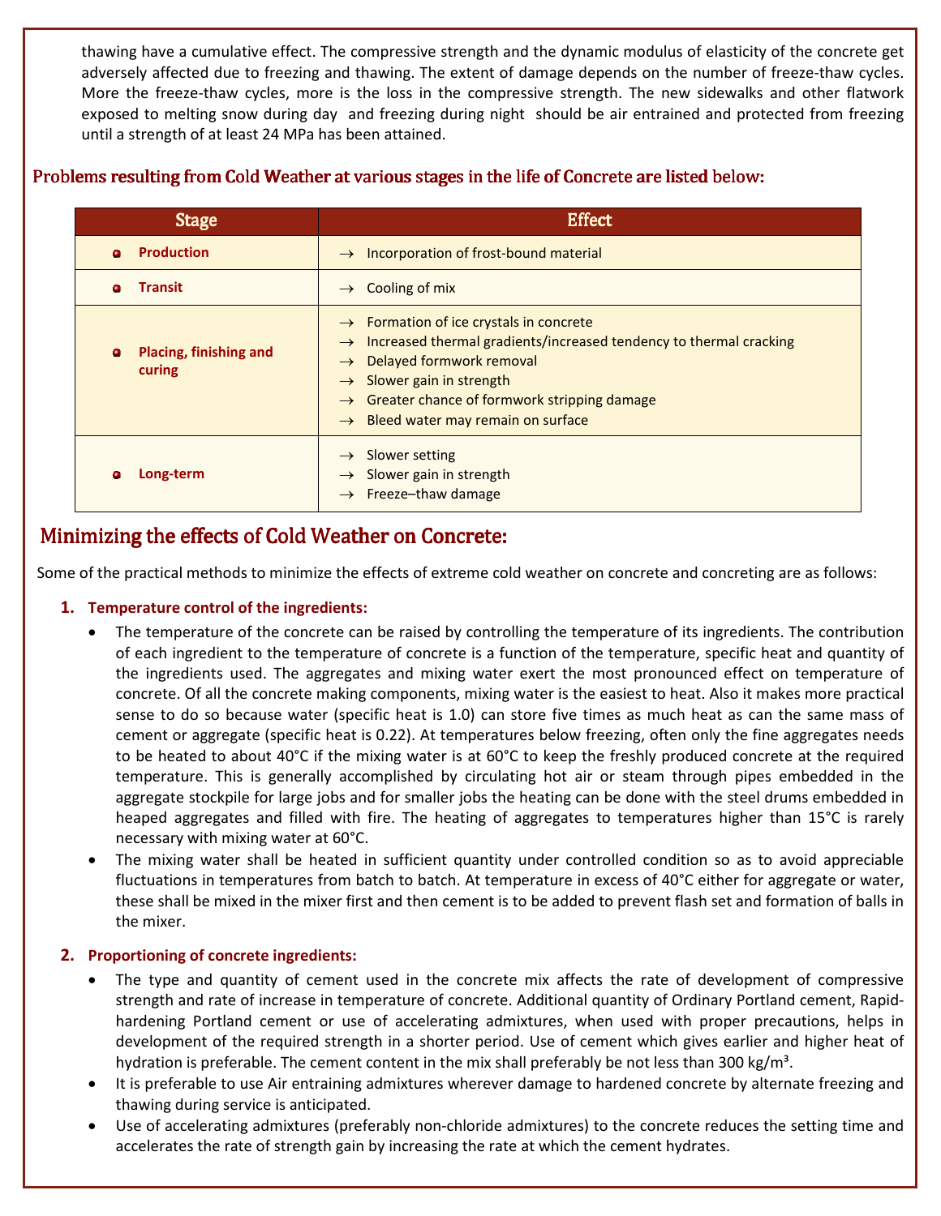thawing have a cumulative effect. The compressive strength and the dynamic modulus of elasticity of the concrete get adversely affected due to freezing and thawing. The extent of damage depends on the number of freeze-thaw cycles. More the freeze-thaw cycles, more is the loss in the compressive strength. The new sidewalks and other flatwork exposed to melting snow during day and freezing during night should be air entrained and protected from freezing until a strength of at least 24 MPa has been attained.

## Problems resulting from Cold Weather at various stages in the life of Concrete are listed below:

| Stage | Effect |
|---|---|
| Production | → Incorporation of frost-bound material |
| Transit | → Cooling of mix |
| Placing, finishing and curing | → Formation of ice crystals in concrete<br>→ Increased thermal gradients/increased tendency to thermal cracking<br>→ Delayed formwork removal<br>→ Slower gain in strength<br>→ Greater chance of formwork stripping damage<br>→ Bleed water may remain on surface |
| Long-term | → Slower setting<br>→ Slower gain in strength<br>→ Freeze–thaw damage |

## Minimizing the effects of Cold Weather on Concrete:

Some of the practical methods to minimize the effects of extreme cold weather on concrete and concreting are as follows:

1. **Temperature control of the ingredients:**
   - The temperature of the concrete can be raised by controlling the temperature of its ingredients. The contribution of each ingredient to the temperature of concrete is a function of the temperature, specific heat and quantity of the ingredients used. The aggregates and mixing water exert the most pronounced effect on temperature of concrete. Of all the concrete making components, mixing water is the easiest to heat. Also it makes more practical sense to do so because water (specific heat is 1.0) can store five times as much heat as can the same mass of cement or aggregate (specific heat is 0.22). At temperatures below freezing, often only the fine aggregates needs to be heated to about 40°C if the mixing water is at 60°C to keep the freshly produced concrete at the required temperature. This is generally accomplished by circulating hot air or steam through pipes embedded in the aggregate stockpile for large jobs and for smaller jobs the heating can be done with the steel drums embedded in heaped aggregates and filled with fire. The heating of aggregates to temperatures higher than 15°C is rarely necessary with mixing water at 60°C.
   - The mixing water shall be heated in sufficient quantity under controlled condition so as to avoid appreciable fluctuations in temperatures from batch to batch. At temperature in excess of 40°C either for aggregate or water, these shall be mixed in the mixer first and then cement is to be added to prevent flash set and formation of balls in the mixer.

2. **Proportioning of concrete ingredients:**
   - The type and quantity of cement used in the concrete mix affects the rate of development of compressive strength and rate of increase in temperature of concrete. Additional quantity of Ordinary Portland cement, Rapid-hardening Portland cement or use of accelerating admixtures, when used with proper precautions, helps in development of the required strength in a shorter period. Use of cement which gives earlier and higher heat of hydration is preferable. The cement content in the mix shall preferably be not less than 300 kg/m³.
   - It is preferable to use Air entraining admixtures wherever damage to hardened concrete by alternate freezing and thawing during service is anticipated.
   - Use of accelerating admixtures (preferably non-chloride admixtures) to the concrete reduces the setting time and accelerates the rate of strength gain by increasing the rate at which the cement hydrates.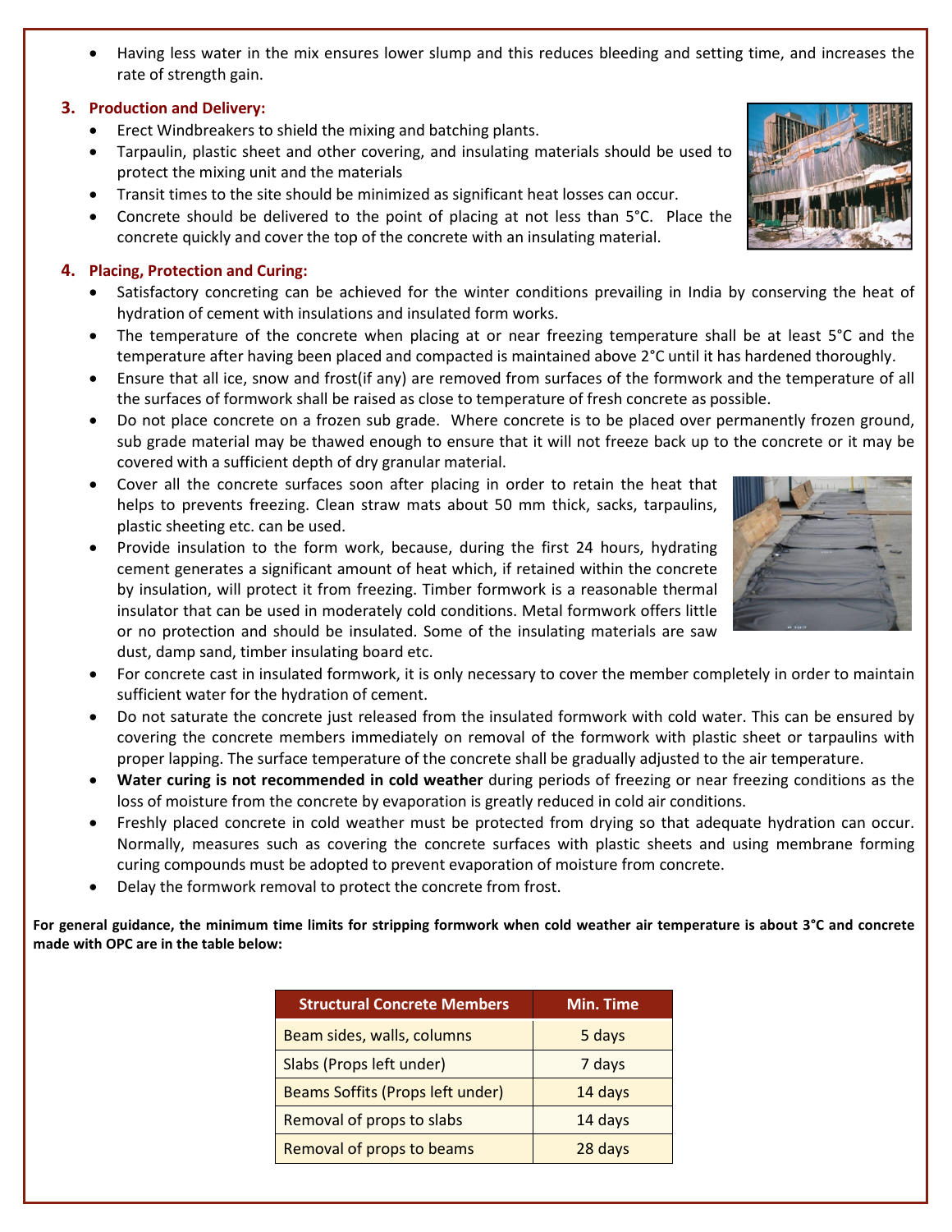- Having less water in the mix ensures lower slump and this reduces bleeding and setting time, and increases the rate of strength gain.

### 3. Production and Delivery:

- Erect Windbreakers to shield the mixing and batching plants.
- Tarpaulin, plastic sheet and other covering, and insulating materials should be used to protect the mixing unit and the materials
- Transit times to the site should be minimized as significant heat losses can occur.
- Concrete should be delivered to the point of placing at not less than 5°C. Place the concrete quickly and cover the top of the concrete with an insulating material.

### 4. Placing, Protection and Curing:

- Satisfactory concreting can be achieved for the winter conditions prevailing in India by conserving the heat of hydration of cement with insulations and insulated form works.
- The temperature of the concrete when placing at or near freezing temperature shall be at least 5°C and the temperature after having been placed and compacted is maintained above 2°C until it has hardened thoroughly.
- Ensure that all ice, snow and frost(if any) are removed from surfaces of the formwork and the temperature of all the surfaces of formwork shall be raised as close to temperature of fresh concrete as possible.
- Do not place concrete on a frozen sub grade. Where concrete is to be placed over permanently frozen ground, sub grade material may be thawed enough to ensure that it will not freeze back up to the concrete or it may be covered with a sufficient depth of dry granular material.
- Cover all the concrete surfaces soon after placing in order to retain the heat that helps to prevents freezing. Clean straw mats about 50 mm thick, sacks, tarpaulins, plastic sheeting etc. can be used.
- Provide insulation to the form work, because, during the first 24 hours, hydrating cement generates a significant amount of heat which, if retained within the concrete by insulation, will protect it from freezing. Timber formwork is a reasonable thermal insulator that can be used in moderately cold conditions. Metal formwork offers little or no protection and should be insulated. Some of the insulating materials are saw dust, damp sand, timber insulating board etc.
- For concrete cast in insulated formwork, it is only necessary to cover the member completely in order to maintain sufficient water for the hydration of cement.
- Do not saturate the concrete just released from the insulated formwork with cold water. This can be ensured by covering the concrete members immediately on removal of the formwork with plastic sheet or tarpaulins with proper lapping. The surface temperature of the concrete shall be gradually adjusted to the air temperature.
- **Water curing is not recommended in cold weather** during periods of freezing or near freezing conditions as the loss of moisture from the concrete by evaporation is greatly reduced in cold air conditions.
- Freshly placed concrete in cold weather must be protected from drying so that adequate hydration can occur. Normally, measures such as covering the concrete surfaces with plastic sheets and using membrane forming curing compounds must be adopted to prevent evaporation of moisture from concrete.
- Delay the formwork removal to protect the concrete from frost.

**For general guidance, the minimum time limits for stripping formwork when cold weather air temperature is about 3°C and concrete made with OPC are in the table below:**

| Structural Concrete Members | Min. Time |
|---|---|
| Beam sides, walls, columns | 5 days |
| Slabs (Props left under) | 7 days |
| Beams Soffits (Props left under) | 14 days |
| Removal of props to slabs | 14 days |
| Removal of props to beams | 28 days |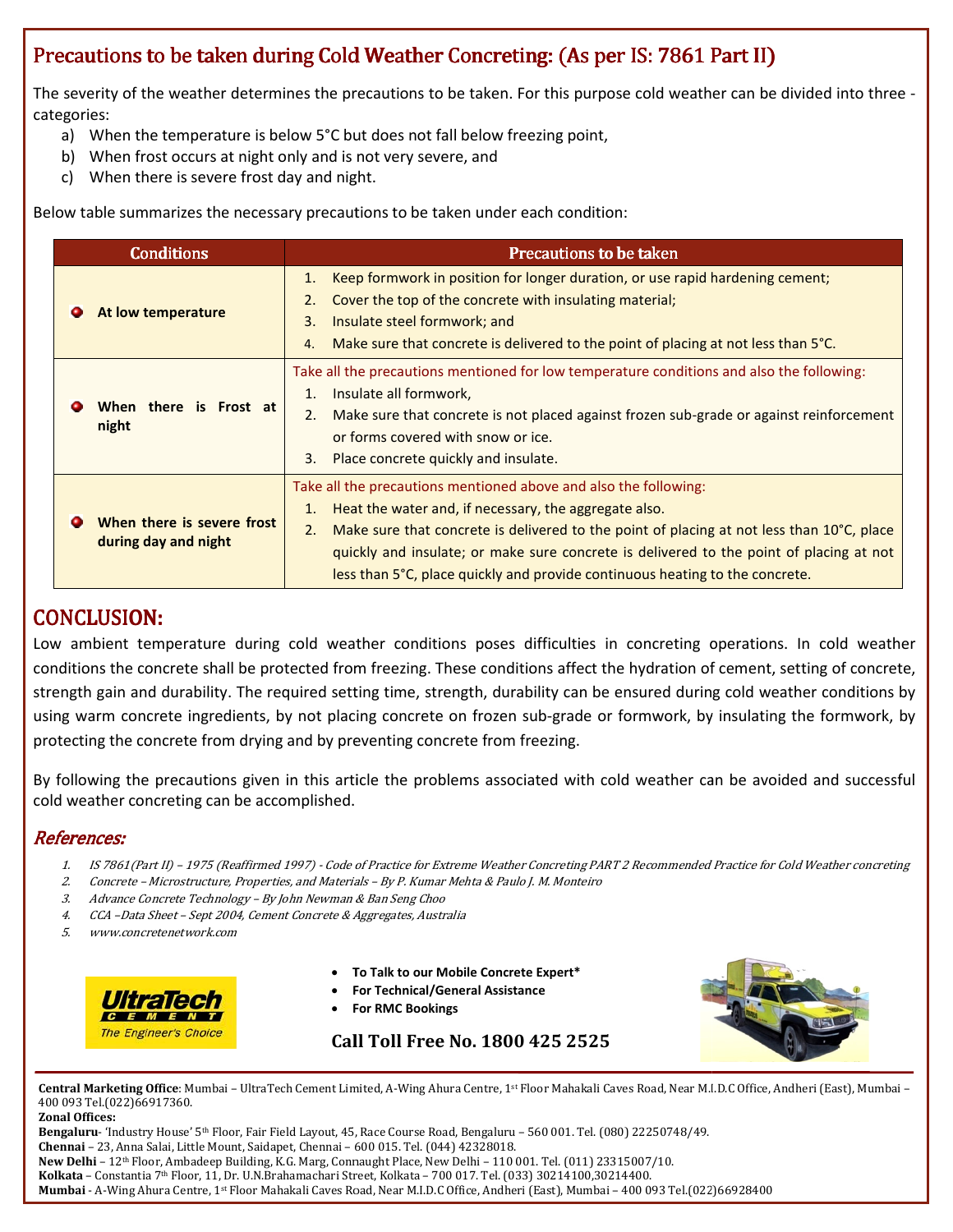## Precautions to be taken during Cold Weather Concreting: (As per IS: 7861 Part II)

The severity of the weather determines the precautions to be taken. For this purpose cold weather can be divided into three - categories:

a) When the temperature is below 5°C but does not fall below freezing point,
b) When frost occurs at night only and is not very severe, and
c) When there is severe frost day and night.

Below table summarizes the necessary precautions to be taken under each condition:

| Conditions | Precautions to be taken |
|---|---|
| **At low temperature** | 1. Keep formwork in position for longer duration, or use rapid hardening cement;<br>2. Cover the top of the concrete with insulating material;<br>3. Insulate steel formwork; and<br>4. Make sure that concrete is delivered to the point of placing at not less than 5°C. |
| **When there is Frost at night** | Take all the precautions mentioned for low temperature conditions and also the following:<br>1. Insulate all formwork,<br>2. Make sure that concrete is not placed against frozen sub-grade or against reinforcement or forms covered with snow or ice.<br>3. Place concrete quickly and insulate. |
| **When there is severe frost during day and night** | Take all the precautions mentioned above and also the following:<br>1. Heat the water and, if necessary, the aggregate also.<br>2. Make sure that concrete is delivered to the point of placing at not less than 10°C, place quickly and insulate; or make sure concrete is delivered to the point of placing at not less than 5°C, place quickly and provide continuous heating to the concrete. |

## CONCLUSION:

Low ambient temperature during cold weather conditions poses difficulties in concreting operations. In cold weather conditions the concrete shall be protected from freezing. These conditions affect the hydration of cement, setting of concrete, strength gain and durability. The required setting time, strength, durability can be ensured during cold weather conditions by using warm concrete ingredients, by not placing concrete on frozen sub-grade or formwork, by insulating the formwork, by protecting the concrete from drying and by preventing concrete from freezing.

By following the precautions given in this article the problems associated with cold weather can be avoided and successful cold weather concreting can be accomplished.

### *References:*

1. *IS 7861(Part II) – 1975 (Reaffirmed 1997) - Code of Practice for Extreme Weather Concreting PART 2 Recommended Practice for Cold Weather concreting*
2. *Concrete – Microstructure, Properties, and Materials – By P. Kumar Mehta & Paulo J. M. Monteiro*
3. *Advance Concrete Technology – By John Newman & Ban Seng Choo*
4. *CCA –Data Sheet – Sept 2004, Cement Concrete & Aggregates, Australia*
5. *www.concretenetwork.com*

UltraTech CEMENT The Engineer's Choice

- **To Talk to our Mobile Concrete Expert***
- **For Technical/General Assistance**
- **For RMC Bookings**

**Call Toll Free No. 1800 425 2525**

**Central Marketing Office**: Mumbai – UltraTech Cement Limited, A-Wing Ahura Centre, 1st Floor Mahakali Caves Road, Near M.I.D.C Office, Andheri (East), Mumbai – 400 093 Tel.(022)66917360.

**Zonal Offices:**

**Bengaluru**- 'Industry House' 5th Floor, Fair Field Layout, 45, Race Course Road, Bengaluru – 560 001. Tel. (080) 22250748/49.

**Chennai** – 23, Anna Salai, Little Mount, Saidapet, Chennai – 600 015. Tel. (044) 42328018.

**New Delhi** – 12th Floor, Ambadeep Building, K.G. Marg, Connaught Place, New Delhi – 110 001. Tel. (011) 23315007/10.

**Kolkata** – Constantia 7th Floor, 11, Dr. U.N.Brahamachari Street, Kolkata – 700 017. Tel. (033) 30214100,30214400.

**Mumbai** - A-Wing Ahura Centre, 1st Floor Mahakali Caves Road, Near M.I.D.C Office, Andheri (East), Mumbai – 400 093 Tel.(022)66928400